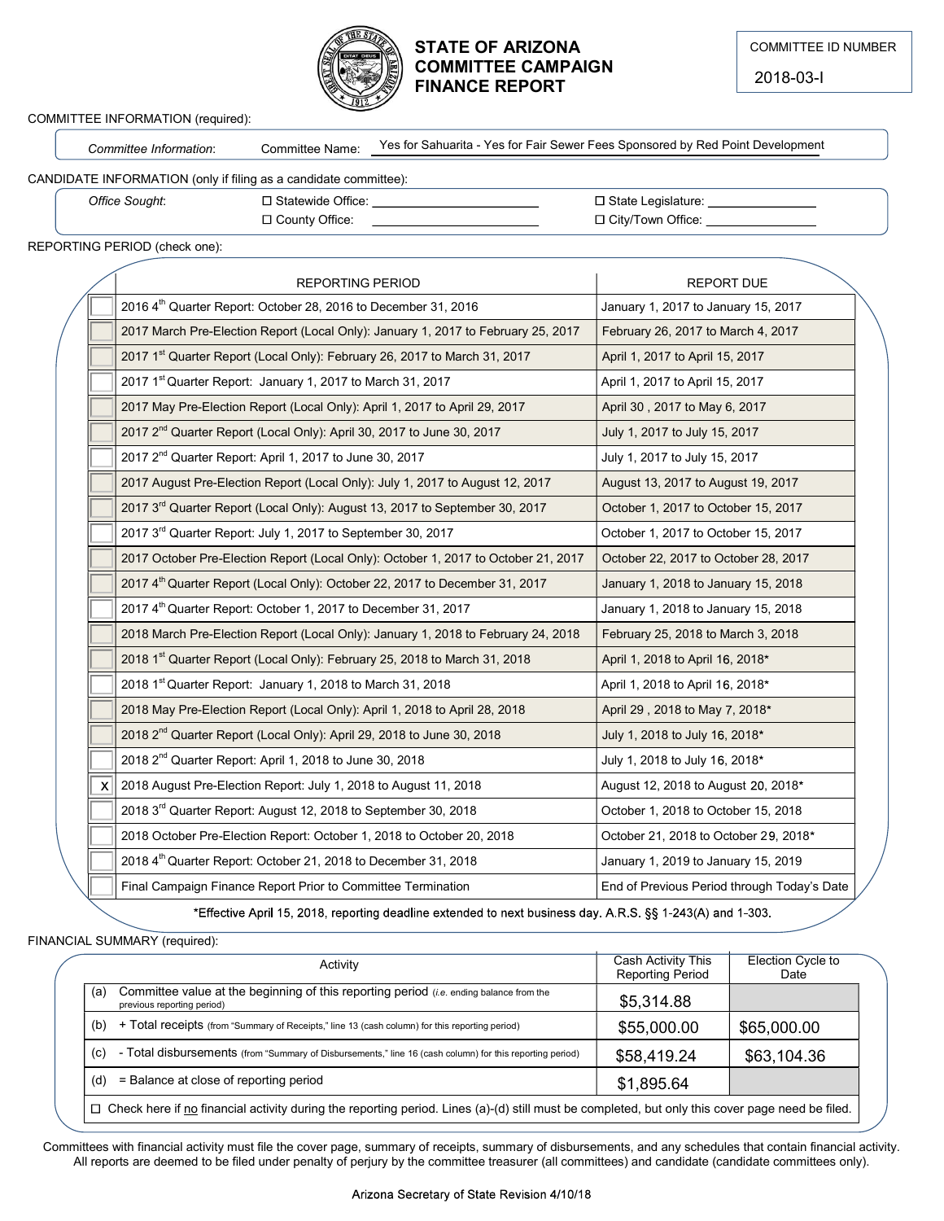# STATE OF ARIZONA COMMITTEE CAMPAIGN FINANCE REPORT

COMMITTEE ID NUMBER: 2018-03-I

COMMITTEE INFORMATION (required):

*Committee Information*: Committee Name: Yes for Sahuarita - Yes for Fair Sewer Fees Sponsored by Red Point Development

CANDIDATE INFORMATION (only if filing as a candidate committee):

*Office Sought*:
- ☐ Statewide Office: ______
- ☐ County Office: ______
- ☐ State Legislature: ______
- ☐ City/Town Office: ______

REPORTING PERIOD (check one):

| | REPORTING PERIOD | REPORT DUE |
|---|---|---|
| ☐ | 2016 4th Quarter Report: October 28, 2016 to December 31, 2016 | January 1, 2017 to January 15, 2017 |
| ☐ | 2017 March Pre-Election Report (Local Only): January 1, 2017 to February 25, 2017 | February 26, 2017 to March 4, 2017 |
| ☐ | 2017 1st Quarter Report (Local Only): February 26, 2017 to March 31, 2017 | April 1, 2017 to April 15, 2017 |
| ☐ | 2017 1st Quarter Report: January 1, 2017 to March 31, 2017 | April 1, 2017 to April 15, 2017 |
| ☐ | 2017 May Pre-Election Report (Local Only): April 1, 2017 to April 29, 2017 | April 30 , 2017 to May 6, 2017 |
| ☐ | 2017 2nd Quarter Report (Local Only): April 30, 2017 to June 30, 2017 | July 1, 2017 to July 15, 2017 |
| ☐ | 2017 2nd Quarter Report: April 1, 2017 to June 30, 2017 | July 1, 2017 to July 15, 2017 |
| ☐ | 2017 August Pre-Election Report (Local Only): July 1, 2017 to August 12, 2017 | August 13, 2017 to August 19, 2017 |
| ☐ | 2017 3rd Quarter Report (Local Only): August 13, 2017 to September 30, 2017 | October 1, 2017 to October 15, 2017 |
| ☐ | 2017 3rd Quarter Report: July 1, 2017 to September 30, 2017 | October 1, 2017 to October 15, 2017 |
| ☐ | 2017 October Pre-Election Report (Local Only): October 1, 2017 to October 21, 2017 | October 22, 2017 to October 28, 2017 |
| ☐ | 2017 4th Quarter Report (Local Only): October 22, 2017 to December 31, 2017 | January 1, 2018 to January 15, 2018 |
| ☐ | 2017 4th Quarter Report: October 1, 2017 to December 31, 2017 | January 1, 2018 to January 15, 2018 |
| ☐ | 2018 March Pre-Election Report (Local Only): January 1, 2018 to February 24, 2018 | February 25, 2018 to March 3, 2018 |
| ☐ | 2018 1st Quarter Report (Local Only): February 25, 2018 to March 31, 2018 | April 1, 2018 to April 16, 2018* |
| ☐ | 2018 1st Quarter Report: January 1, 2018 to March 31, 2018 | April 1, 2018 to April 16, 2018* |
| ☐ | 2018 May Pre-Election Report (Local Only): April 1, 2018 to April 28, 2018 | April 29 , 2018 to May 7, 2018* |
| ☐ | 2018 2nd Quarter Report (Local Only): April 29, 2018 to June 30, 2018 | July 1, 2018 to July 16, 2018* |
| ☐ | 2018 2nd Quarter Report: April 1, 2018 to June 30, 2018 | July 1, 2018 to July 16, 2018* |
| X | 2018 August Pre-Election Report: July 1, 2018 to August 11, 2018 | August 12, 2018 to August 20, 2018* |
| ☐ | 2018 3rd Quarter Report: August 12, 2018 to September 30, 2018 | October 1, 2018 to October 15, 2018 |
| ☐ | 2018 October Pre-Election Report: October 1, 2018 to October 20, 2018 | October 21, 2018 to October 29, 2018* |
| ☐ | 2018 4th Quarter Report: October 21, 2018 to December 31, 2018 | January 1, 2019 to January 15, 2019 |
| ☐ | Final Campaign Finance Report Prior to Committee Termination | End of Previous Period through Today's Date |

*Effective April 15, 2018, reporting deadline extended to next business day. A.R.S. §§ 1-243(A) and 1-303.

FINANCIAL SUMMARY (required):

| | Activity | Cash Activity This Reporting Period | Election Cycle to Date |
|---|---|---|---|
| (a) | Committee value at the beginning of this reporting period (*i.e.* ending balance from the previous reporting period) | $5,314.88 | |
| (b) | + Total receipts (from "Summary of Receipts," line 13 (cash column) for this reporting period) | $55,000.00 | $65,000.00 |
| (c) | - Total disbursements (from "Summary of Disbursements," line 16 (cash column) for this reporting period) | $58,419.24 | $63,104.36 |
| (d) | = Balance at close of reporting period | $1,895.64 | |

☐ Check here if no financial activity during the reporting period. Lines (a)-(d) still must be completed, but only this cover page need be filed.

Committees with financial activity must file the cover page, summary of receipts, summary of disbursements, and any schedules that contain financial activity. All reports are deemed to be filed under penalty of perjury by the committee treasurer (all committees) and candidate (candidate committees only).

Arizona Secretary of State Revision 4/10/18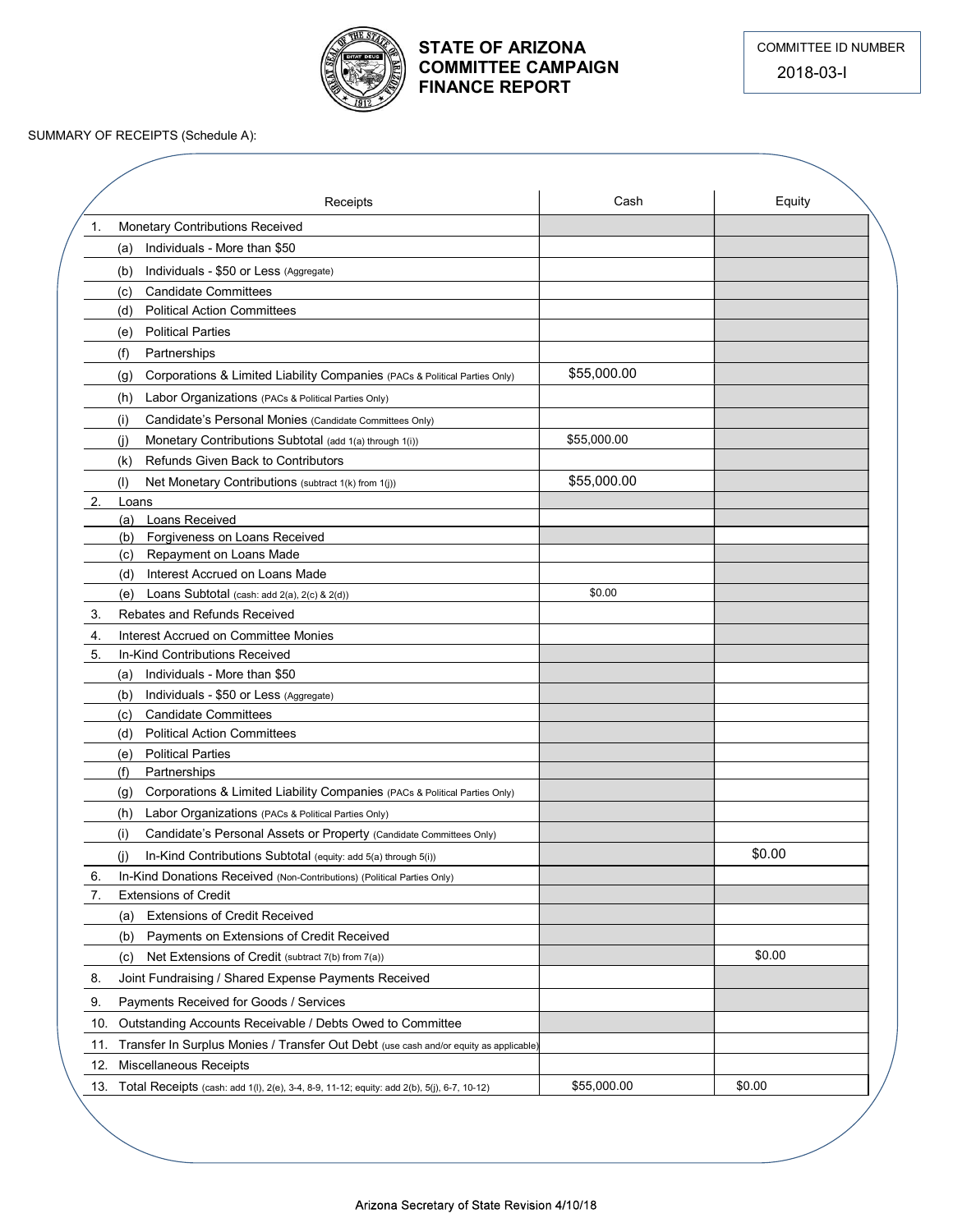# STATE OF ARIZONA COMMITTEE CAMPAIGN FINANCE REPORT

COMMITTEE ID NUMBER

2018-03-I

SUMMARY OF RECEIPTS (Schedule A):

| Receipts | Cash | Equity |
|---|---|---|
| 1. Monetary Contributions Received | | |
| (a) Individuals - More than $50 | | |
| (b) Individuals - $50 or Less (Aggregate) | | |
| (c) Candidate Committees | | |
| (d) Political Action Committees | | |
| (e) Political Parties | | |
| (f) Partnerships | | |
| (g) Corporations & Limited Liability Companies (PACs & Political Parties Only) | $55,000.00 | |
| (h) Labor Organizations (PACs & Political Parties Only) | | |
| (i) Candidate's Personal Monies (Candidate Committees Only) | | |
| (j) Monetary Contributions Subtotal (add 1(a) through 1(i)) | $55,000.00 | |
| (k) Refunds Given Back to Contributors | | |
| (l) Net Monetary Contributions (subtract 1(k) from 1(j)) | $55,000.00 | |
| 2. Loans | | |
| (a) Loans Received | | |
| (b) Forgiveness on Loans Received | | |
| (c) Repayment on Loans Made | | |
| (d) Interest Accrued on Loans Made | | |
| (e) Loans Subtotal (cash: add 2(a), 2(c) & 2(d)) | $0.00 | |
| 3. Rebates and Refunds Received | | |
| 4. Interest Accrued on Committee Monies | | |
| 5. In-Kind Contributions Received | | |
| (a) Individuals - More than $50 | | |
| (b) Individuals - $50 or Less (Aggregate) | | |
| (c) Candidate Committees | | |
| (d) Political Action Committees | | |
| (e) Political Parties | | |
| (f) Partnerships | | |
| (g) Corporations & Limited Liability Companies (PACs & Political Parties Only) | | |
| (h) Labor Organizations (PACs & Political Parties Only) | | |
| (i) Candidate's Personal Assets or Property (Candidate Committees Only) | | |
| (j) In-Kind Contributions Subtotal (equity: add 5(a) through 5(i)) | | $0.00 |
| 6. In-Kind Donations Received (Non-Contributions) (Political Parties Only) | | |
| 7. Extensions of Credit | | |
| (a) Extensions of Credit Received | | |
| (b) Payments on Extensions of Credit Received | | |
| (c) Net Extensions of Credit (subtract 7(b) from 7(a)) | | $0.00 |
| 8. Joint Fundraising / Shared Expense Payments Received | | |
| 9. Payments Received for Goods / Services | | |
| 10. Outstanding Accounts Receivable / Debts Owed to Committee | | |
| 11. Transfer In Surplus Monies / Transfer Out Debt (use cash and/or equity as applicable) | | |
| 12. Miscellaneous Receipts | | |
| 13. Total Receipts (cash: add 1(l), 2(e), 3-4, 8-9, 11-12; equity: add 2(b), 5(j), 6-7, 10-12) | $55,000.00 | $0.00 |

Arizona Secretary of State Revision 4/10/18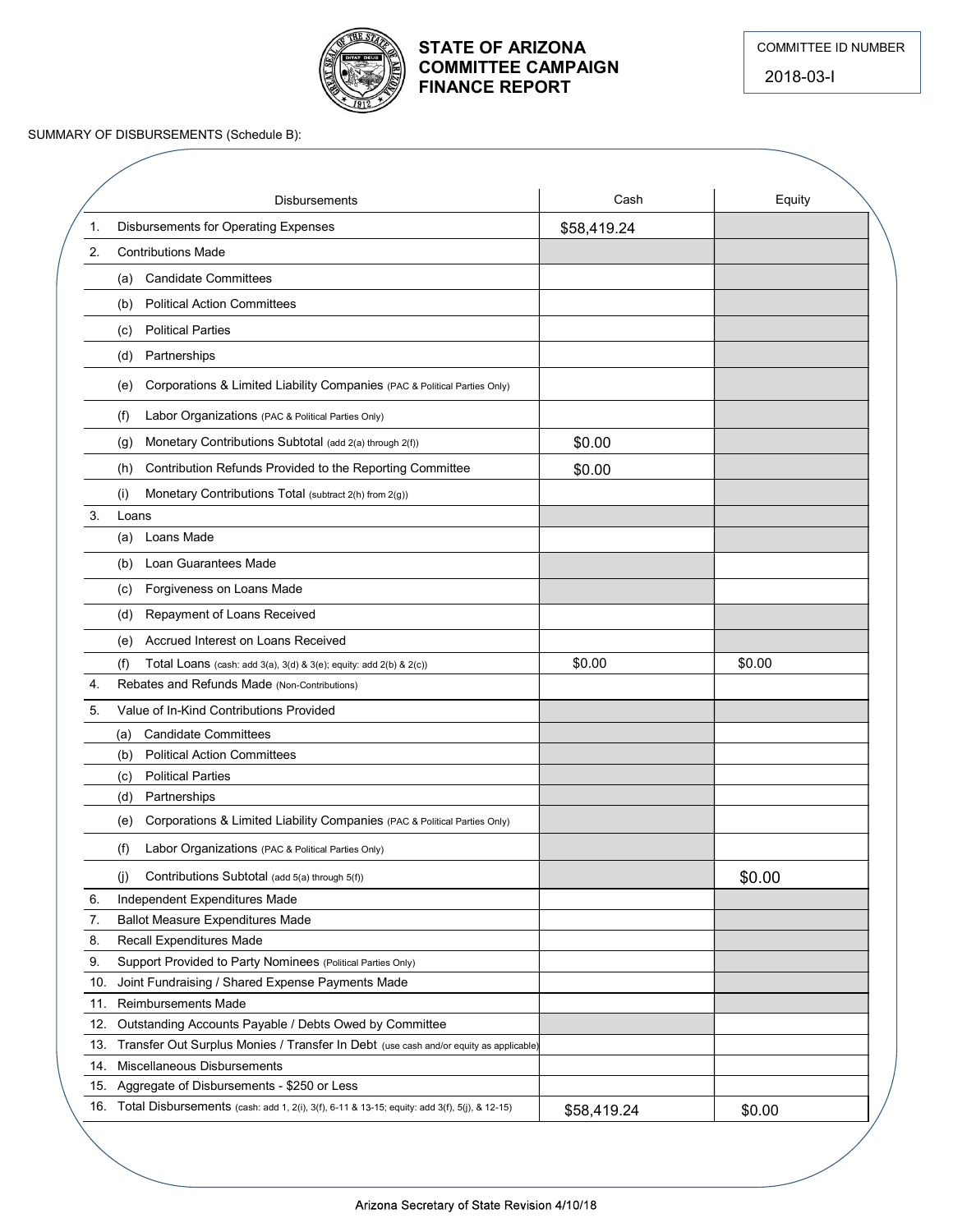# STATE OF ARIZONA COMMITTEE CAMPAIGN FINANCE REPORT

COMMITTEE ID NUMBER

2018-03-I

SUMMARY OF DISBURSEMENTS (Schedule B):

| | Disbursements | Cash | Equity |
|---|---|---|---|
| 1. | Disbursements for Operating Expenses | $58,419.24 | |
| 2. | Contributions Made | | |
| | (a) Candidate Committees | | |
| | (b) Political Action Committees | | |
| | (c) Political Parties | | |
| | (d) Partnerships | | |
| | (e) Corporations & Limited Liability Companies (PAC & Political Parties Only) | | |
| | (f) Labor Organizations (PAC & Political Parties Only) | | |
| | (g) Monetary Contributions Subtotal (add 2(a) through 2(f)) | $0.00 | |
| | (h) Contribution Refunds Provided to the Reporting Committee | $0.00 | |
| | (i) Monetary Contributions Total (subtract 2(h) from 2(g)) | | |
| 3. | Loans | | |
| | (a) Loans Made | | |
| | (b) Loan Guarantees Made | | |
| | (c) Forgiveness on Loans Made | | |
| | (d) Repayment of Loans Received | | |
| | (e) Accrued Interest on Loans Received | | |
| | (f) Total Loans (cash: add 3(a), 3(d) & 3(e); equity: add 2(b) & 2(c)) | $0.00 | $0.00 |
| 4. | Rebates and Refunds Made (Non-Contributions) | | |
| 5. | Value of In-Kind Contributions Provided | | |
| | (a) Candidate Committees | | |
| | (b) Political Action Committees | | |
| | (c) Political Parties | | |
| | (d) Partnerships | | |
| | (e) Corporations & Limited Liability Companies (PAC & Political Parties Only) | | |
| | (f) Labor Organizations (PAC & Political Parties Only) | | |
| | (j) Contributions Subtotal (add 5(a) through 5(f)) | | $0.00 |
| 6. | Independent Expenditures Made | | |
| 7. | Ballot Measure Expenditures Made | | |
| 8. | Recall Expenditures Made | | |
| 9. | Support Provided to Party Nominees (Political Parties Only) | | |
| 10. | Joint Fundraising / Shared Expense Payments Made | | |
| 11. | Reimbursements Made | | |
| 12. | Outstanding Accounts Payable / Debts Owed by Committee | | |
| 13. | Transfer Out Surplus Monies / Transfer In Debt (use cash and/or equity as applicable) | | |
| 14. | Miscellaneous Disbursements | | |
| 15. | Aggregate of Disbursements - $250 or Less | | |
| 16. | Total Disbursements (cash: add 1, 2(i), 3(f), 6-11 & 13-15; equity: add 3(f), 5(j), & 12-15) | $58,419.24 | $0.00 |

Arizona Secretary of State Revision 4/10/18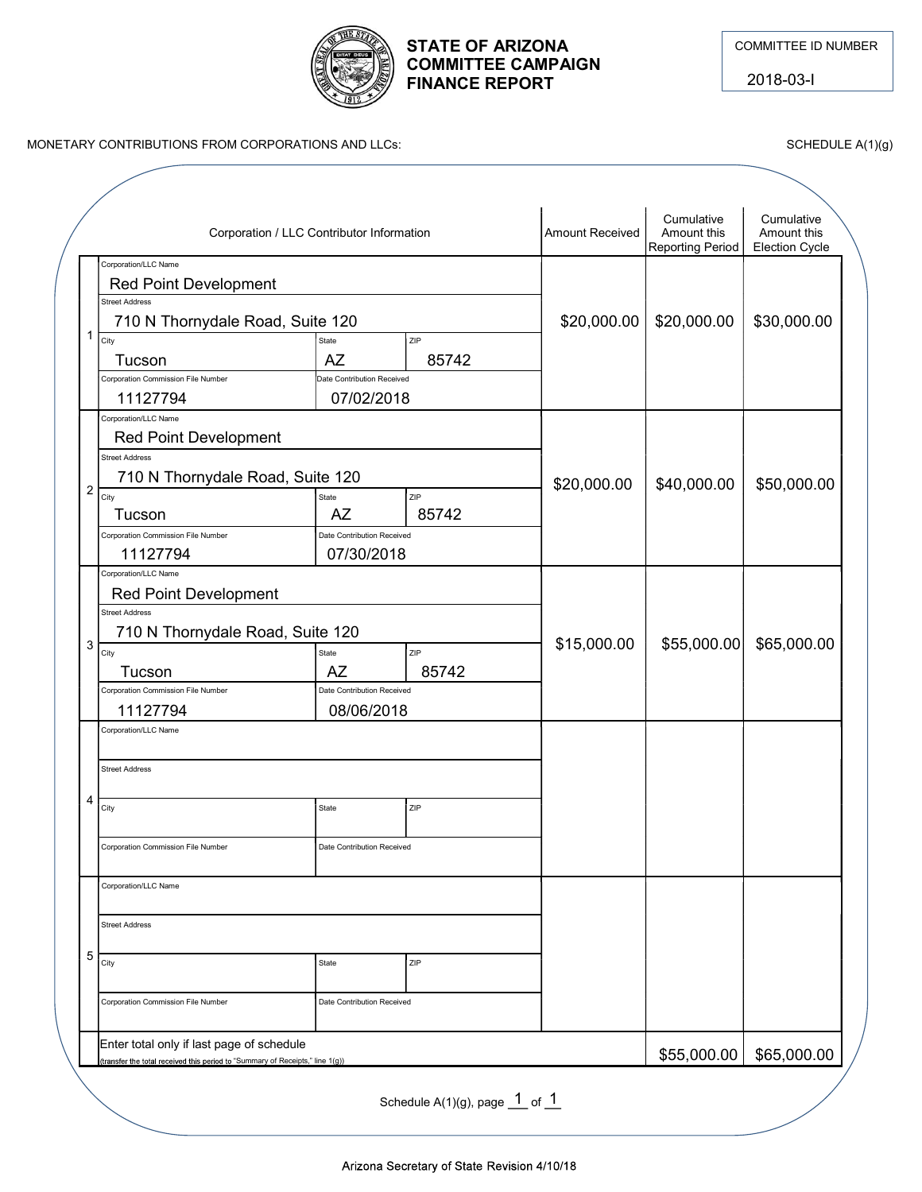# STATE OF ARIZONA
# COMMITTEE CAMPAIGN FINANCE REPORT

COMMITTEE ID NUMBER: 2018-03-I

MONETARY CONTRIBUTIONS FROM CORPORATIONS AND LLCs: SCHEDULE A(1)(g)

| # | Corporation / LLC Contributor Information | Amount Received | Cumulative Amount this Reporting Period | Cumulative Amount this Election Cycle |
|---|---|---|---|---|
| 1 | Corporation/LLC Name: Red Point Development<br>Street Address: 710 N Thornydale Road, Suite 120<br>City: Tucson State: AZ ZIP: 85742<br>Corporation Commission File Number: 11127794<br>Date Contribution Received: 07/02/2018 | $20,000.00 | $20,000.00 | $30,000.00 |
| 2 | Corporation/LLC Name: Red Point Development<br>Street Address: 710 N Thornydale Road, Suite 120<br>City: Tucson State: AZ ZIP: 85742<br>Corporation Commission File Number: 11127794<br>Date Contribution Received: 07/30/2018 | $20,000.00 | $40,000.00 | $50,000.00 |
| 3 | Corporation/LLC Name: Red Point Development<br>Street Address: 710 N Thornydale Road, Suite 120<br>City: Tucson State: AZ ZIP: 85742<br>Corporation Commission File Number: 11127794<br>Date Contribution Received: 08/06/2018 | $15,000.00 | $55,000.00 | $65,000.00 |
| 4 | Corporation/LLC Name:<br>Street Address:<br>City: State: ZIP:<br>Corporation Commission File Number:<br>Date Contribution Received: | | | |
| 5 | Corporation/LLC Name:<br>Street Address:<br>City: State: ZIP:<br>Corporation Commission File Number:<br>Date Contribution Received: | | | |
| | Enter total only if last page of schedule (transfer the total received this period to "Summary of Receipts," line 1(g)) | | $55,000.00 | $65,000.00 |

Schedule A(1)(g), page 1 of 1

Arizona Secretary of State Revision 4/10/18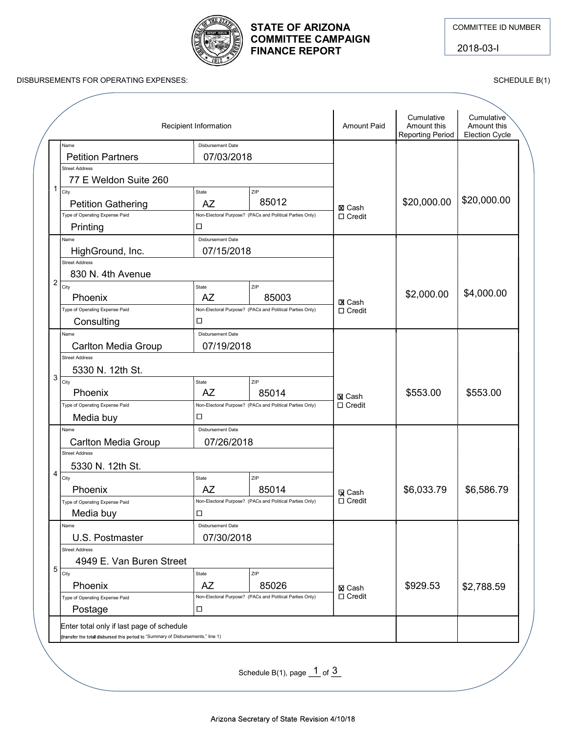# STATE OF ARIZONA COMMITTEE CAMPAIGN FINANCE REPORT

COMMITTEE ID NUMBER: 2018-03-I

DISBURSEMENTS FOR OPERATING EXPENSES: SCHEDULE B(1)

| # | Name | Disbursement Date | Street Address | City | State | ZIP | Type of Operating Expense Paid | Non-Electoral Purpose? (PACs and Political Parties Only) | Amount Paid | Cumulative Amount this Reporting Period | Cumulative Amount this Election Cycle |
|---|---|---|---|---|---|---|---|---|---|---|---|
| 1 | Petition Partners | 07/03/2018 | 77 E Weldon Suite 260 | Petition Gathering | AZ | 85012 | Printing | ☐ | ☒ Cash ☐ Credit | $20,000.00 | $20,000.00 |
| 2 | HighGround, Inc. | 07/15/2018 | 830 N. 4th Avenue | Phoenix | AZ | 85003 | Consulting | ☐ | ☒ Cash ☐ Credit | $2,000.00 | $4,000.00 |
| 3 | Carlton Media Group | 07/19/2018 | 5330 N. 12th St. | Phoenix | AZ | 85014 | Media buy | ☐ | ☒ Cash ☐ Credit | $553.00 | $553.00 |
| 4 | Carlton Media Group | 07/26/2018 | 5330 N. 12th St. | Phoenix | AZ | 85014 | Media buy | ☐ | ☒ Cash ☐ Credit | $6,033.79 | $6,586.79 |
| 5 | U.S. Postmaster | 07/30/2018 | 4949 E. Van Buren Street | Phoenix | AZ | 85026 | Postage | ☐ | ☒ Cash ☐ Credit | $929.53 | $2,788.59 |

Enter total only if last page of schedule
(transfer the total disbursed this period to "Summary of Disbursements," line 1)

Schedule B(1), page 1 of 3

Arizona Secretary of State Revision 4/10/18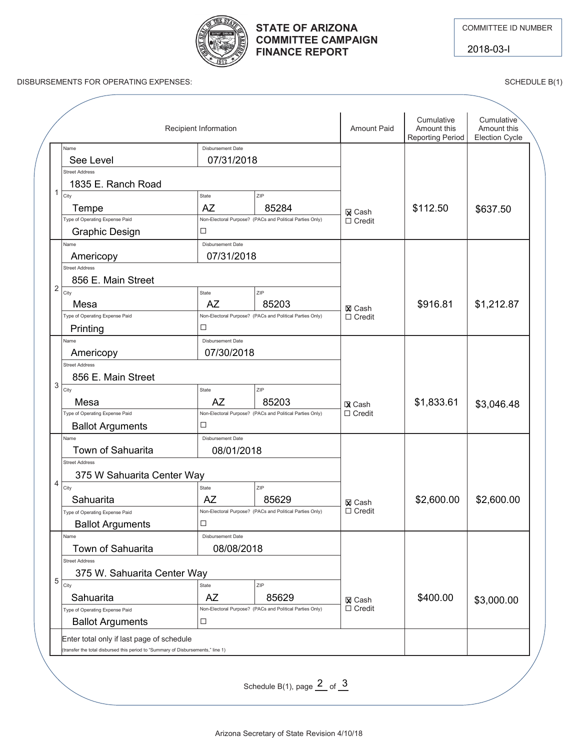# STATE OF ARIZONA COMMITTEE CAMPAIGN FINANCE REPORT

COMMITTEE ID NUMBER: 2018-03-I

DISBURSEMENTS FOR OPERATING EXPENSES: SCHEDULE B(1)

| # | Name | Disbursement Date | Street Address | City | State | ZIP | Type of Operating Expense Paid | Non-Electoral Purpose? (PACs and Political Parties Only) | Amount Paid | Cumulative Amount this Reporting Period | Cumulative Amount this Election Cycle |
|---|---|---|---|---|---|---|---|---|---|---|---|
| 1 | See Level | 07/31/2018 | 1835 E. Ranch Road | Tempe | AZ | 85284 | Graphic Design | ☐ | ☒ Cash ☐ Credit | $112.50 | $637.50 |
| 2 | Americopy | 07/31/2018 | 856 E. Main Street | Mesa | AZ | 85203 | Printing | ☐ | ☒ Cash ☐ Credit | $916.81 | $1,212.87 |
| 3 | Americopy | 07/30/2018 | 856 E. Main Street | Mesa | AZ | 85203 | Ballot Arguments | ☐ | ☒ Cash ☐ Credit | $1,833.61 | $3,046.48 |
| 4 | Town of Sahuarita | 08/01/2018 | 375 W Sahuarita Center Way | Sahuarita | AZ | 85629 | Ballot Arguments | ☐ | ☒ Cash ☐ Credit | $2,600.00 | $2,600.00 |
| 5 | Town of Sahuarita | 08/08/2018 | 375 W. Sahuarita Center Way | Sahuarita | AZ | 85629 | Ballot Arguments | ☐ | ☒ Cash ☐ Credit | $400.00 | $3,000.00 |

Enter total only if last page of schedule
(transfer the total disbursed this period to "Summary of Disbursements," line 1)

Schedule B(1), page 2 of 3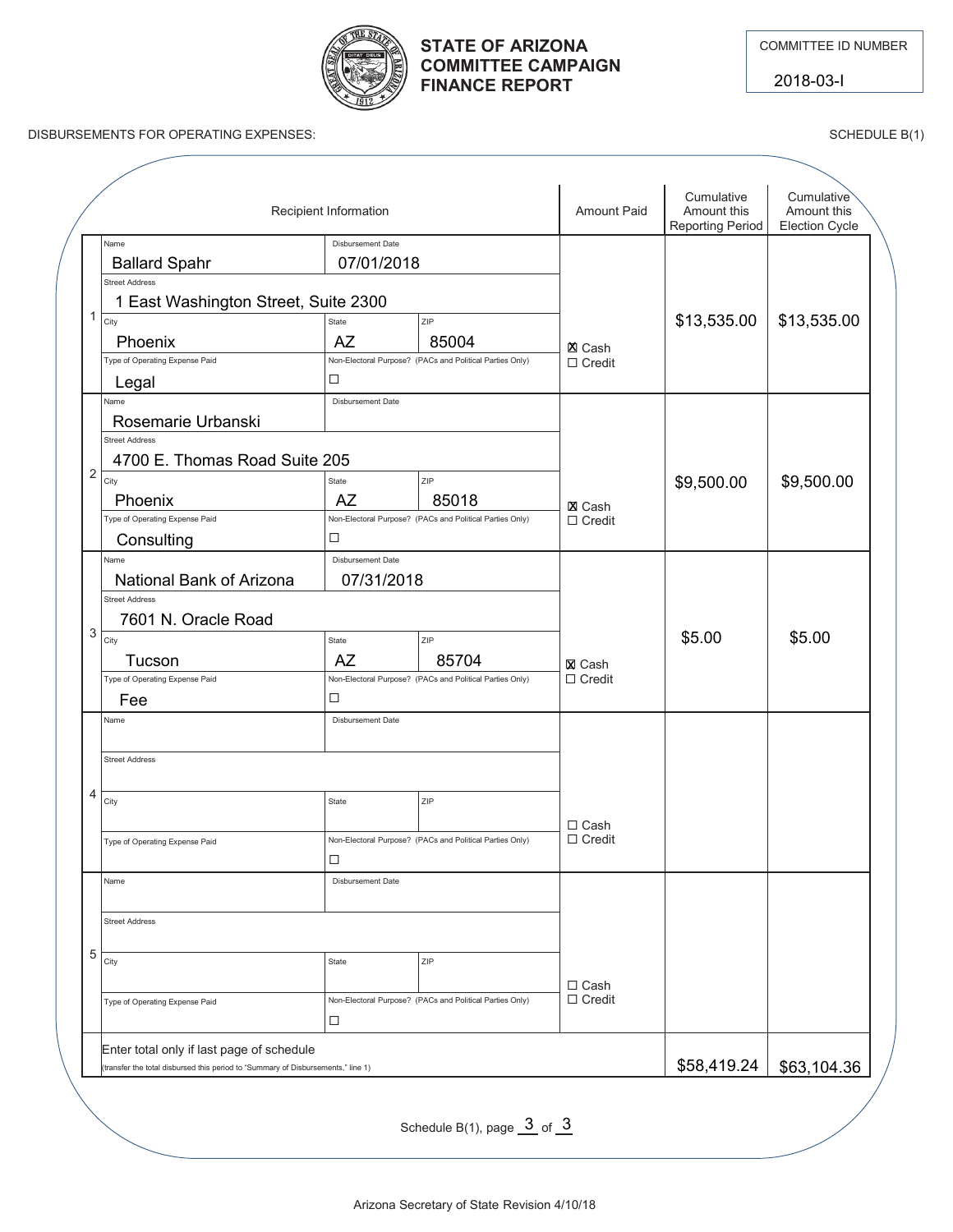# STATE OF ARIZONA COMMITTEE CAMPAIGN FINANCE REPORT

COMMITTEE ID NUMBER: 2018-03-I

DISBURSEMENTS FOR OPERATING EXPENSES: SCHEDULE B(1)

| # | Recipient Information | Amount Paid | Cumulative Amount this Reporting Period | Cumulative Amount this Election Cycle |
|---|---|---|---|---|
| 1 | Name: Ballard Spahr<br>Disbursement Date: 07/01/2018<br>Street Address: 1 East Washington Street, Suite 2300<br>City: Phoenix State: AZ ZIP: 85004<br>Type of Operating Expense Paid: Legal<br>Non-Electoral Purpose? (PACs and Political Parties Only) ☐ | ☒ Cash ☐ Credit | $13,535.00 | $13,535.00 |
| 2 | Name: Rosemarie Urbanski<br>Disbursement Date:<br>Street Address: 4700 E. Thomas Road Suite 205<br>City: Phoenix State: AZ ZIP: 85018<br>Type of Operating Expense Paid: Consulting<br>Non-Electoral Purpose? (PACs and Political Parties Only) ☐ | ☒ Cash ☐ Credit | $9,500.00 | $9,500.00 |
| 3 | Name: National Bank of Arizona<br>Disbursement Date: 07/31/2018<br>Street Address: 7601 N. Oracle Road<br>City: Tucson State: AZ ZIP: 85704<br>Type of Operating Expense Paid: Fee<br>Non-Electoral Purpose? (PACs and Political Parties Only) ☐ | ☒ Cash ☐ Credit | $5.00 | $5.00 |
| 4 | Name:<br>Disbursement Date:<br>Street Address:<br>City: State: ZIP:<br>Type of Operating Expense Paid:<br>Non-Electoral Purpose? (PACs and Political Parties Only) ☐ | ☐ Cash ☐ Credit | | |
| 5 | Name:<br>Disbursement Date:<br>Street Address:<br>City: State: ZIP:<br>Type of Operating Expense Paid:<br>Non-Electoral Purpose? (PACs and Political Parties Only) ☐ | ☐ Cash ☐ Credit | | |
| | Enter total only if last page of schedule (transfer the total disbursed this period to "Summary of Disbursements," line 1) | | $58,419.24 | $63,104.36 |

Schedule B(1), page 3 of 3

Arizona Secretary of State Revision 4/10/18